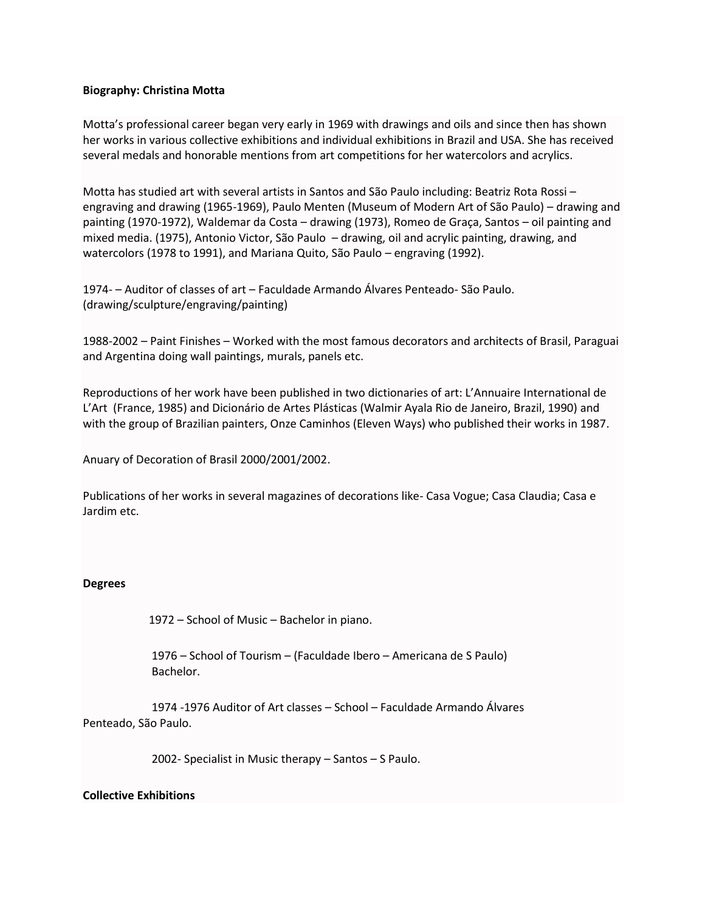**Biography: Christina Motta**

Motta's professional career began very early in 1969 with drawings and oils and since then has shown her works in various collective exhibitions and individual exhibitions in Brazil and USA. She has received several medals and honorable mentions from art competitions for her watercolors and acrylics.

Motta has studied art with several artists in Santos and São Paulo including: Beatriz Rota Rossi – engraving and drawing (1965-1969), Paulo Menten (Museum of Modern Art of São Paulo) – drawing and painting (1970-1972), Waldemar da Costa – drawing (1973), Romeo de Graça, Santos – oil painting and mixed media. (1975), Antonio Victor, São Paulo – drawing, oil and acrylic painting, drawing, and watercolors (1978 to 1991), and Mariana Quito, São Paulo – engraving (1992).

1974- – Auditor of classes of art – Faculdade Armando Álvares Penteado- São Paulo. (drawing/sculpture/engraving/painting)

1988-2002 – Paint Finishes – Worked with the most famous decorators and architects of Brasil, Paraguai and Argentina doing wall paintings, murals, panels etc.

Reproductions of her work have been published in two dictionaries of art: L'Annuaire International de L'Art (France, 1985) and Dicionário de Artes Plásticas (Walmir Ayala Rio de Janeiro, Brazil, 1990) and with the group of Brazilian painters, Onze Caminhos (Eleven Ways) who published their works in 1987.

Anuary of Decoration of Brasil 2000/2001/2002.

Publications of her works in several magazines of decorations like- Casa Vogue; Casa Claudia; Casa e Jardim etc.

**Degrees**

1972 – School of Music – Bachelor in piano.

1976 – School of Tourism – (Faculdade Ibero – Americana de S Paulo) Bachelor.

1974 -1976 Auditor of Art classes – School – Faculdade Armando Álvares Penteado, São Paulo.

2002- Specialist in Music therapy – Santos – S Paulo.

**Collective Exhibitions**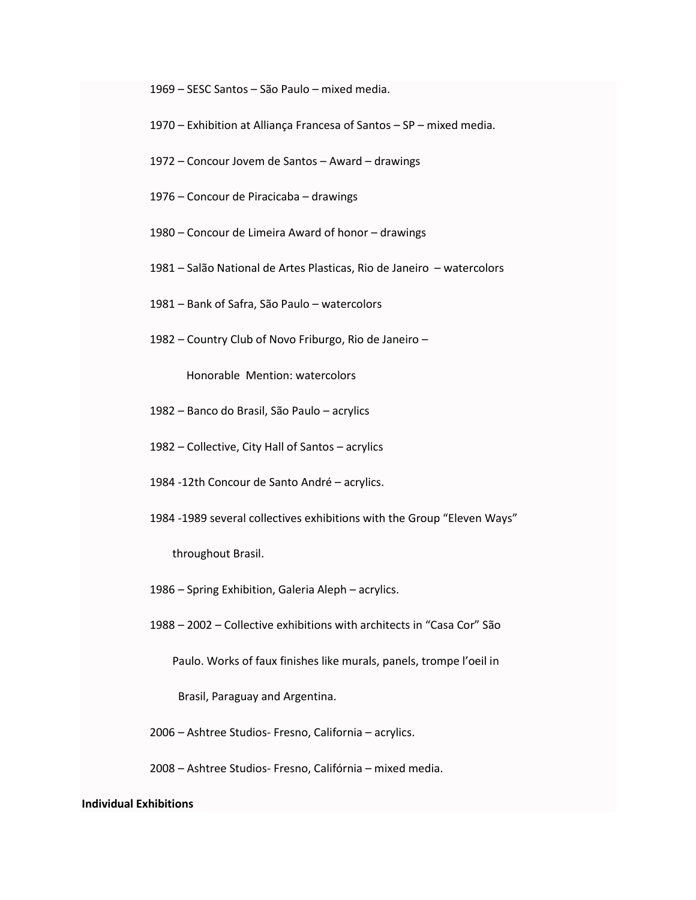1969 – SESC Santos – São Paulo – mixed media.

1970 – Exhibition at Alliança Francesa of Santos – SP – mixed media.

1972 – Concour Jovem de Santos – Award – drawings

1976 – Concour de Piracicaba – drawings

1980 – Concour de Limeira Award of honor – drawings

1981 – Salão National de Artes Plasticas, Rio de Janeiro – watercolors

1981 – Bank of Safra, São Paulo – watercolors

1982 – Country Club of Novo Friburgo, Rio de Janeiro –

Honorable Mention: watercolors

1982 – Banco do Brasil, São Paulo – acrylics

1982 – Collective, City Hall of Santos – acrylics

1984 -12th Concour de Santo André – acrylics.

1984 -1989 several collectives exhibitions with the Group "Eleven Ways"

throughout Brasil.

1986 – Spring Exhibition, Galeria Aleph – acrylics.

1988 – 2002 – Collective exhibitions with architects in "Casa Cor" São

Paulo. Works of faux finishes like murals, panels, trompe l'oeil in

Brasil, Paraguay and Argentina.

2006 – Ashtree Studios- Fresno, California – acrylics.

2008 – Ashtree Studios- Fresno, Califórnia – mixed media.

**Individual Exhibitions**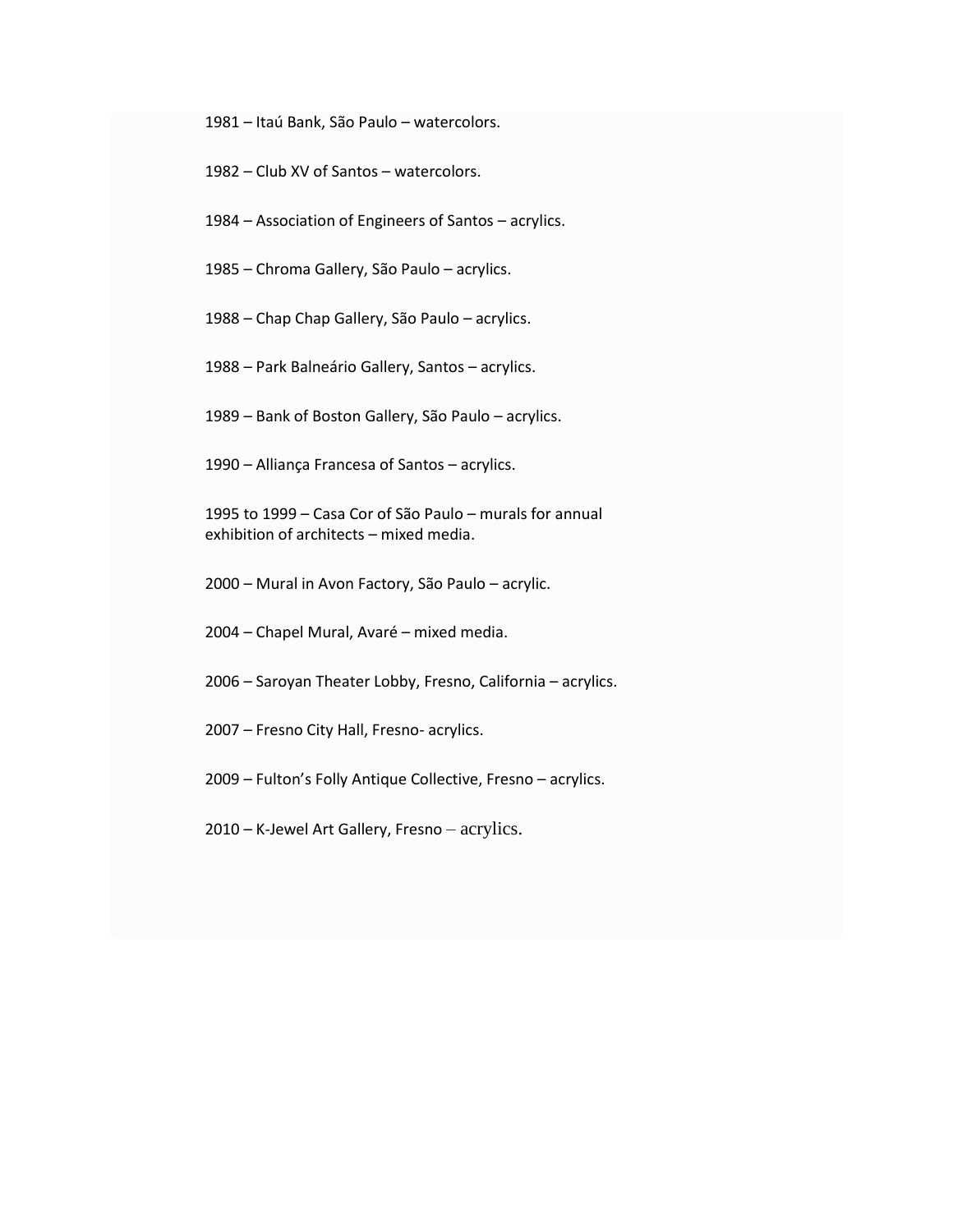1981 – Itaú Bank, São Paulo – watercolors.

1982 – Club XV of Santos – watercolors.

1984 – Association of Engineers of Santos – acrylics.

1985 – Chroma Gallery, São Paulo – acrylics.

1988 – Chap Chap Gallery, São Paulo – acrylics.

1988 – Park Balneário Gallery, Santos – acrylics.

1989 – Bank of Boston Gallery, São Paulo – acrylics.

1990 – Alliança Francesa of Santos – acrylics.

1995 to 1999 – Casa Cor of São Paulo – murals for annual exhibition of architects – mixed media.

2000 – Mural in Avon Factory, São Paulo – acrylic.

2004 – Chapel Mural, Avaré – mixed media.

2006 – Saroyan Theater Lobby, Fresno, California – acrylics.

2007 – Fresno City Hall, Fresno- acrylics.

2009 – Fulton's Folly Antique Collective, Fresno – acrylics.

2010 – K-Jewel Art Gallery, Fresno – acrylics.